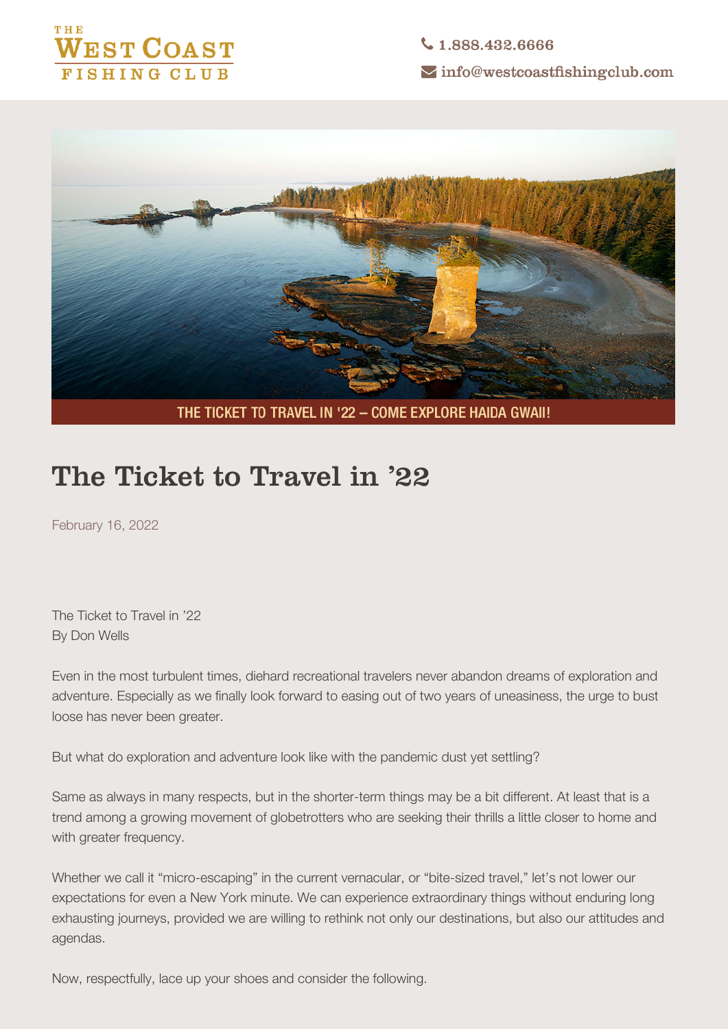THE WEST COAST FISHING CLUB

1.888.432.6666

info@westcoastfishingclub.com

THE TICKET TO TRAVEL IN '22 – COME EXPLORE HAIDA GWAII!

# The Ticket to Travel in '22

February 16, 2022

The Ticket to Travel in '22
By Don Wells

Even in the most turbulent times, diehard recreational travelers never abandon dreams of exploration and adventure. Especially as we finally look forward to easing out of two years of uneasiness, the urge to bust loose has never been greater.

But what do exploration and adventure look like with the pandemic dust yet settling?

Same as always in many respects, but in the shorter-term things may be a bit different. At least that is a trend among a growing movement of globetrotters who are seeking their thrills a little closer to home and with greater frequency.

Whether we call it "micro-escaping" in the current vernacular, or "bite-sized travel," let's not lower our expectations for even a New York minute. We can experience extraordinary things without enduring long exhausting journeys, provided we are willing to rethink not only our destinations, but also our attitudes and agendas.

Now, respectfully, lace up your shoes and consider the following.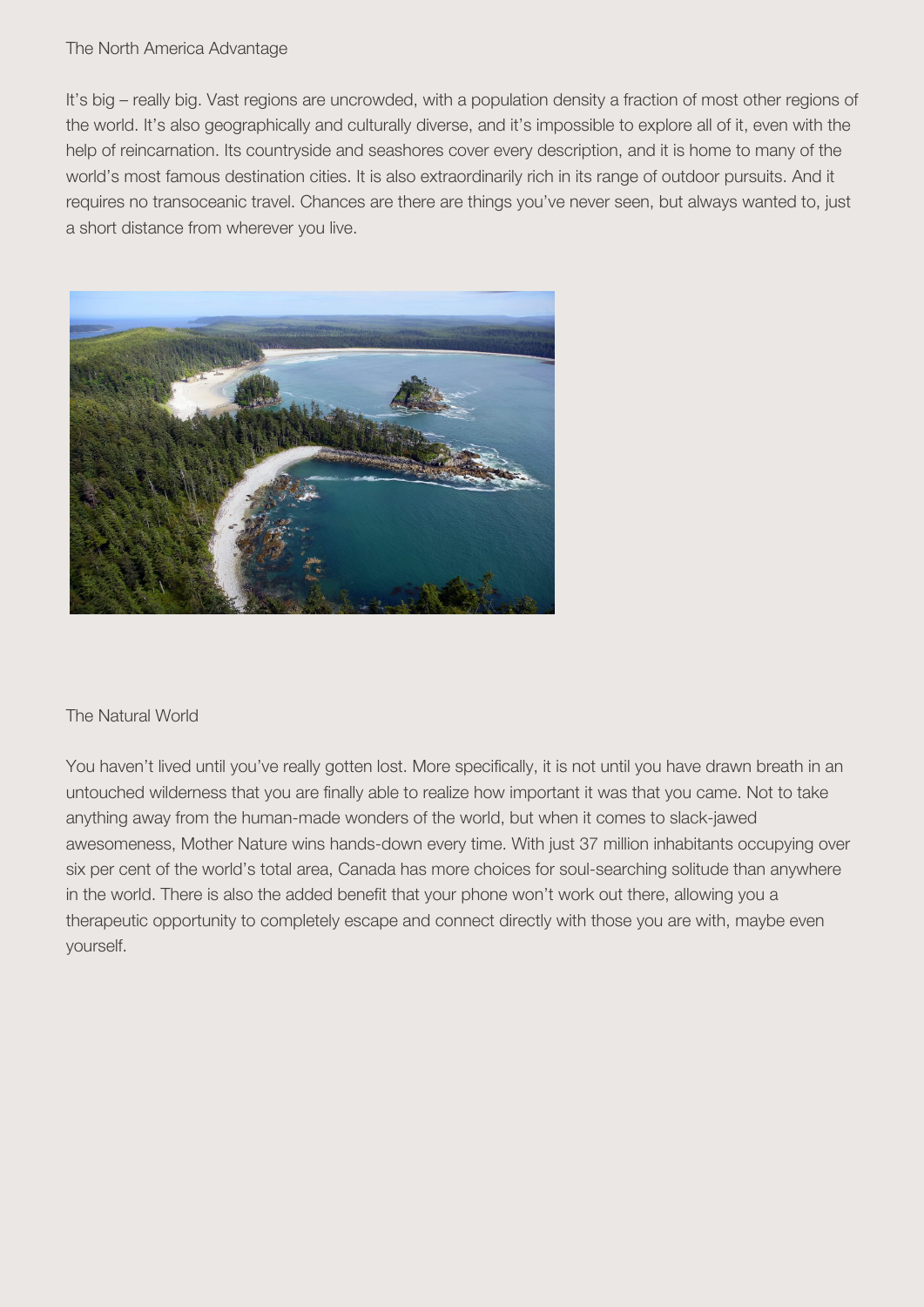## The North America Advantage

It's big – really big. Vast regions are uncrowded, with a population density a fraction of most other regions of the world. It's also geographically and culturally diverse, and it's impossible to explore all of it, even with the help of reincarnation. Its countryside and seashores cover every description, and it is home to many of the world's most famous destination cities. It is also extraordinarily rich in its range of outdoor pursuits. And it requires no transoceanic travel. Chances are there are things you've never seen, but always wanted to, just a short distance from wherever you live.

## The Natural World

You haven't lived until you've really gotten lost. More specifically, it is not until you have drawn breath in an untouched wilderness that you are finally able to realize how important it was that you came. Not to take anything away from the human-made wonders of the world, but when it comes to slack-jawed awesomeness, Mother Nature wins hands-down every time. With just 37 million inhabitants occupying over six per cent of the world's total area, Canada has more choices for soul-searching solitude than anywhere in the world. There is also the added benefit that your phone won't work out there, allowing you a therapeutic opportunity to completely escape and connect directly with those you are with, maybe even yourself.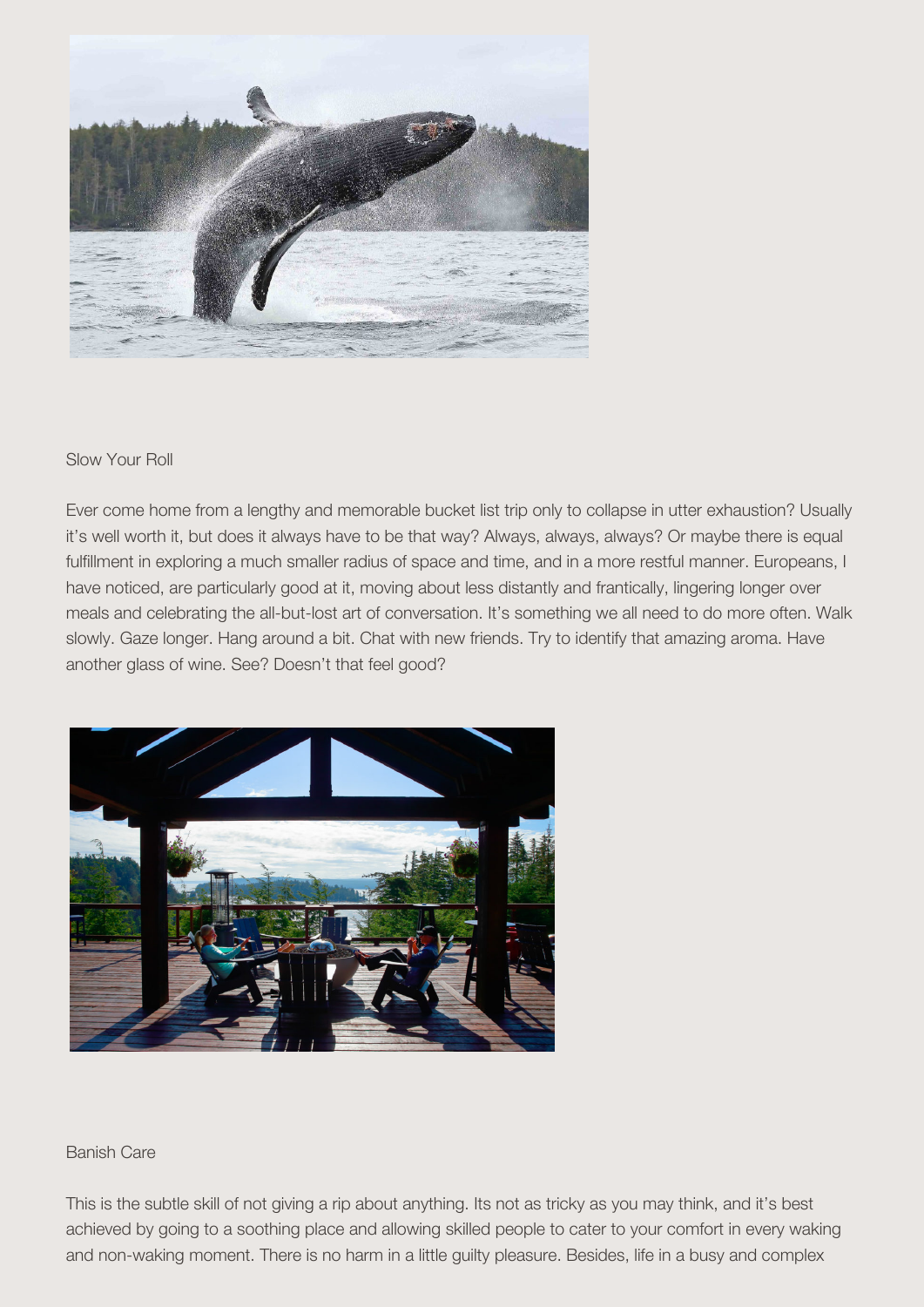Slow Your Roll

Ever come home from a lengthy and memorable bucket list trip only to collapse in utter exhaustion? Usually it's well worth it, but does it always have to be that way? Always, always, always? Or maybe there is equal fulfillment in exploring a much smaller radius of space and time, and in a more restful manner. Europeans, I have noticed, are particularly good at it, moving about less distantly and frantically, lingering longer over meals and celebrating the all-but-lost art of conversation. It's something we all need to do more often. Walk slowly. Gaze longer. Hang around a bit. Chat with new friends. Try to identify that amazing aroma. Have another glass of wine. See? Doesn't that feel good?

Banish Care

This is the subtle skill of not giving a rip about anything. Its not as tricky as you may think, and it's best achieved by going to a soothing place and allowing skilled people to cater to your comfort in every waking and non-waking moment. There is no harm in a little guilty pleasure. Besides, life in a busy and complex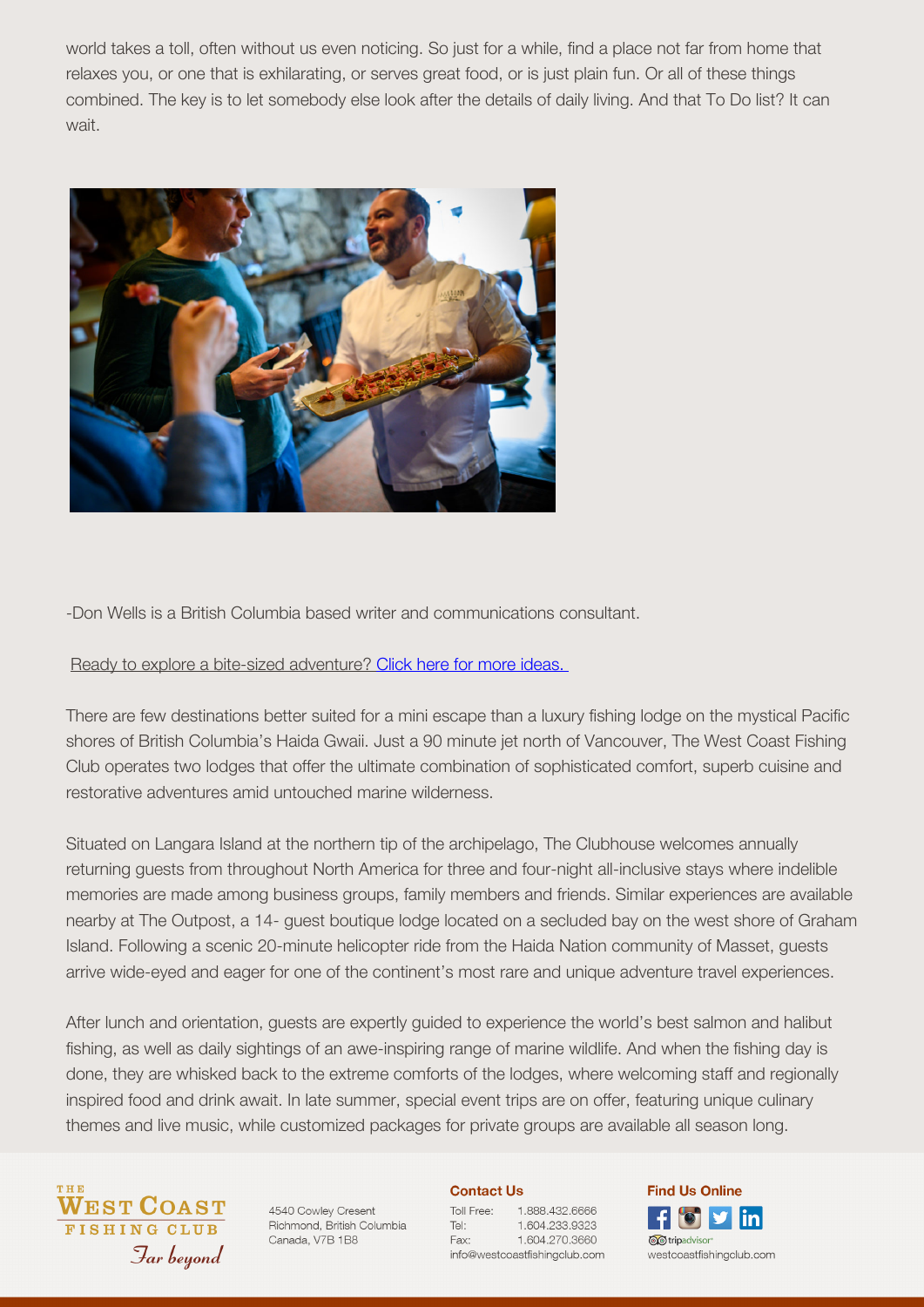world takes a toll, often without us even noticing. So just for a while, find a place not far from home that relaxes you, or one that is exhilarating, or serves great food, or is just plain fun. Or all of these things combined. The key is to let somebody else look after the details of daily living. And that To Do list? It can wait.

-Don Wells is a British Columbia based writer and communications consultant.

Ready to explore a bite-sized adventure? [Click here for more ideas.]()

There are few destinations better suited for a mini escape than a luxury fishing lodge on the mystical Pacific shores of British Columbia's Haida Gwaii. Just a 90 minute jet north of Vancouver, The West Coast Fishing Club operates two lodges that offer the ultimate combination of sophisticated comfort, superb cuisine and restorative adventures amid untouched marine wilderness.

Situated on Langara Island at the northern tip of the archipelago, The Clubhouse welcomes annually returning guests from throughout North America for three and four-night all-inclusive stays where indelible memories are made among business groups, family members and friends. Similar experiences are available nearby at The Outpost, a 14- guest boutique lodge located on a secluded bay on the west shore of Graham Island. Following a scenic 20-minute helicopter ride from the Haida Nation community of Masset, guests arrive wide-eyed and eager for one of the continent's most rare and unique adventure travel experiences.

After lunch and orientation, guests are expertly guided to experience the world's best salmon and halibut fishing, as well as daily sightings of an awe-inspiring range of marine wildlife. And when the fishing day is done, they are whisked back to the extreme comforts of the lodges, where welcoming staff and regionally inspired food and drink await. In late summer, special event trips are on offer, featuring unique culinary themes and live music, while customized packages for private groups are available all season long.

THE WEST COAST FISHING CLUB
*Far beyond*

4540 Cowley Cresent
Richmond, British Columbia
Canada, V7B 1B8

**Contact Us**

| | |
|---|---|
| Toll Free: | 1.888.432.6666 |
| Tel: | 1.604.233.9323 |
| Fax: | 1.604.270.3660 |

info@westcoastfishingclub.com

**Find Us Online**

tripadvisor

westcoastfishingclub.com